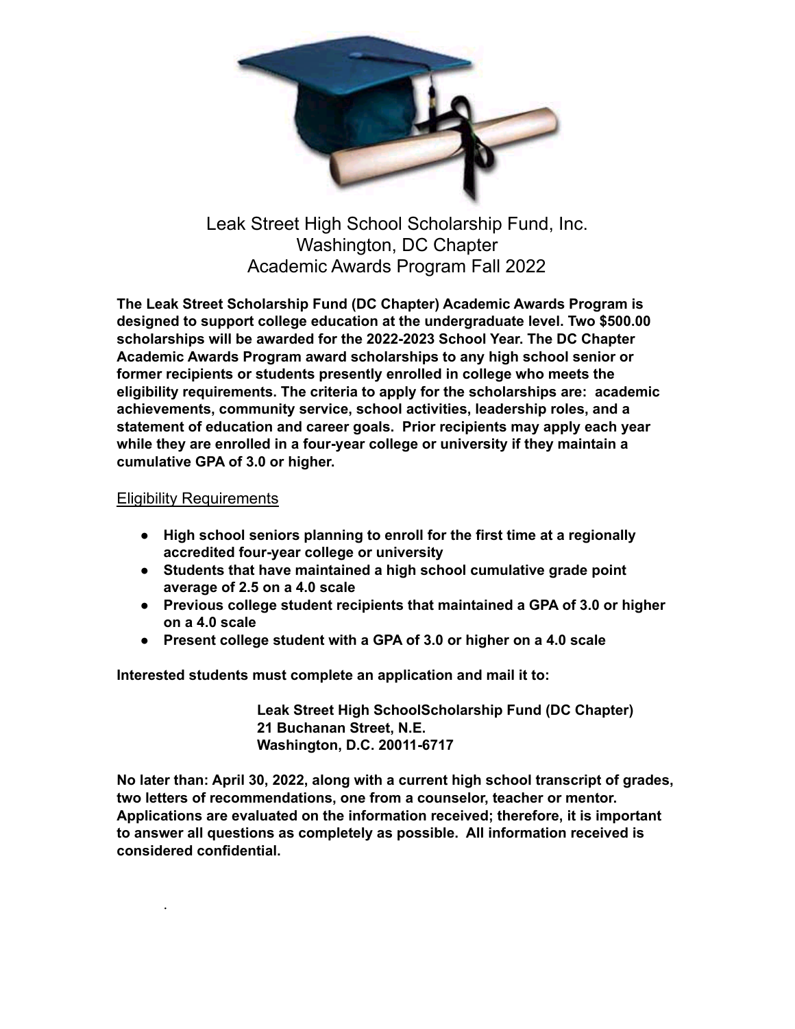# Leak Street High School Scholarship Fund, Inc.
## Washington, DC Chapter
## Academic Awards Program Fall 2022

**The Leak Street Scholarship Fund (DC Chapter) Academic Awards Program is designed to support college education at the undergraduate level. Two $500.00 scholarships will be awarded for the 2022-2023 School Year. The DC Chapter Academic Awards Program award scholarships to any high school senior or former recipients or students presently enrolled in college who meets the eligibility requirements. The criteria to apply for the scholarships are: academic achievements, community service, school activities, leadership roles, and a statement of education and career goals. Prior recipients may apply each year while they are enrolled in a four-year college or university if they maintain a cumulative GPA of 3.0 or higher.**

<u>Eligibility Requirements</u>

- **High school seniors planning to enroll for the first time at a regionally accredited four-year college or university**
- **Students that have maintained a high school cumulative grade point average of 2.5 on a 4.0 scale**
- **Previous college student recipients that maintained a GPA of 3.0 or higher on a 4.0 scale**
- **Present college student with a GPA of 3.0 or higher on a 4.0 scale**

**Interested students must complete an application and mail it to:**

**Leak Street High SchoolScholarship Fund (DC Chapter)**
**21 Buchanan Street, N.E.**
**Washington, D.C. 20011-6717**

**No later than: April 30, 2022, along with a current high school transcript of grades, two letters of recommendations, one from a counselor, teacher or mentor. Applications are evaluated on the information received; therefore, it is important to answer all questions as completely as possible. All information received is considered confidential.**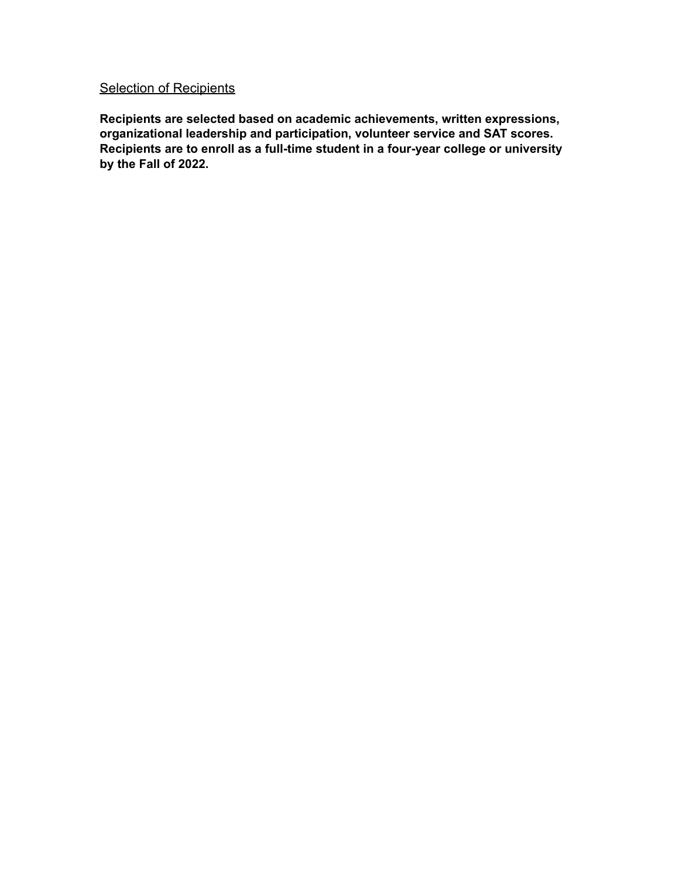## Selection of Recipients

**Recipients are selected based on academic achievements, written expressions, organizational leadership and participation, volunteer service and SAT scores. Recipients are to enroll as a full-time student in a four-year college or university by the Fall of 2022.**